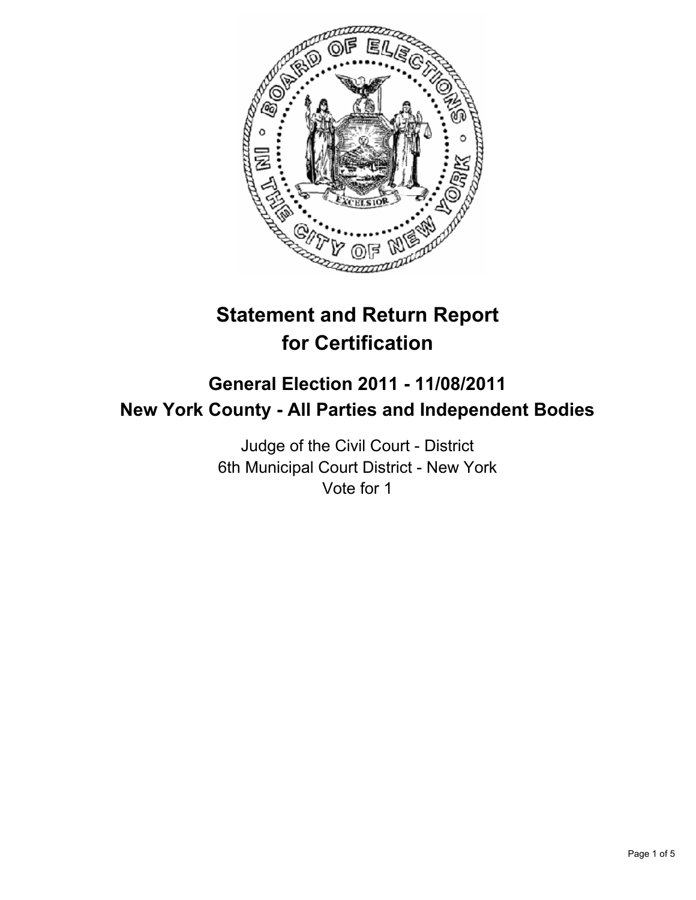# Statement and Return Report for Certification

## General Election 2011 - 11/08/2011
## New York County - All Parties and Independent Bodies

Judge of the Civil Court - District
6th Municipal Court District - New York
Vote for 1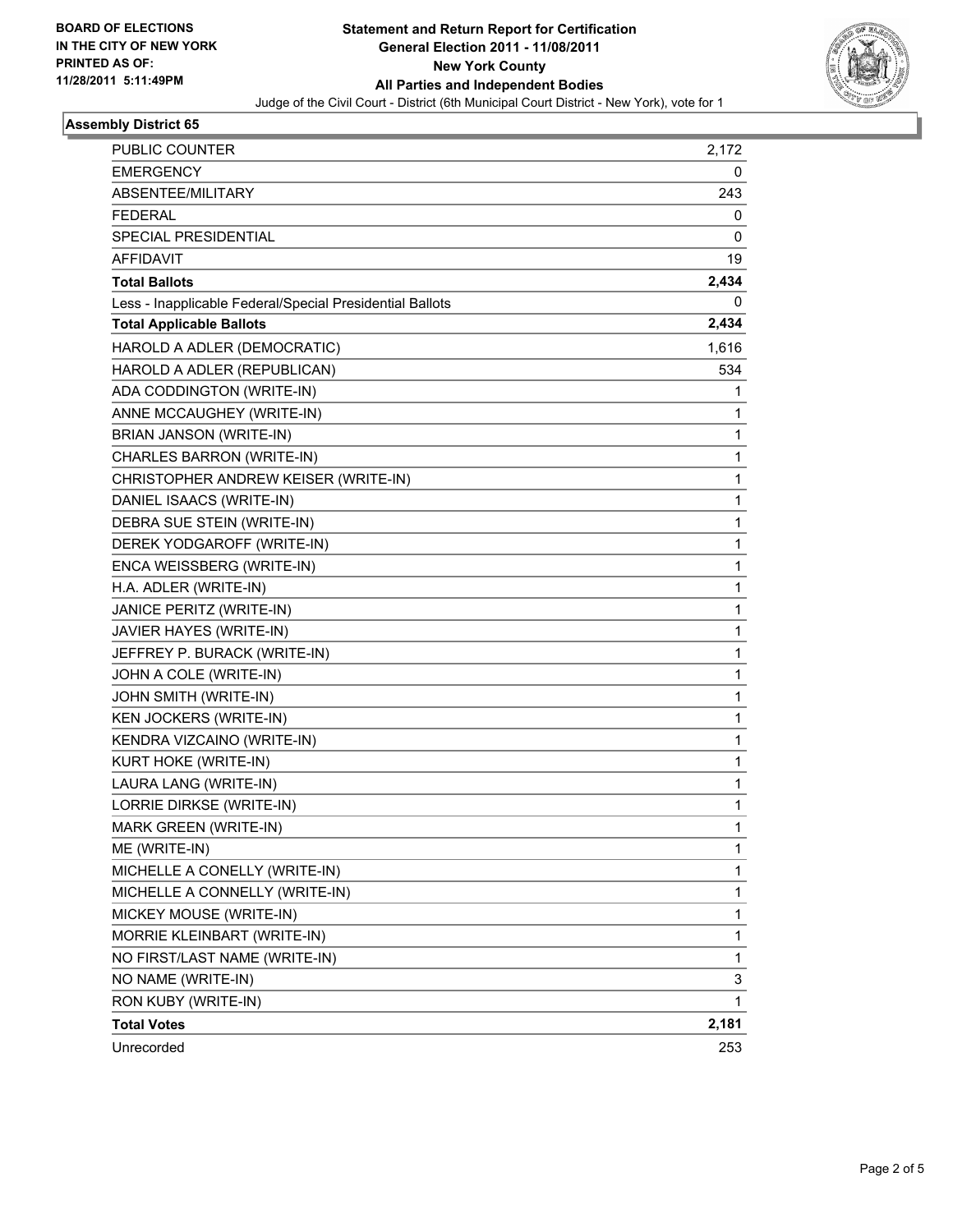**BOARD OF ELECTIONS IN THE CITY OF NEW YORK PRINTED AS OF: 11/28/2011 5:11:49PM**

# Statement and Return Report for Certification
## General Election 2011 - 11/08/2011
## New York County
## All Parties and Independent Bodies

Judge of the Civil Court - District (6th Municipal Court District - New York), vote for 1

### Assembly District 65

| | |
|---|---|
| PUBLIC COUNTER | 2,172 |
| EMERGENCY | 0 |
| ABSENTEE/MILITARY | 243 |
| FEDERAL | 0 |
| SPECIAL PRESIDENTIAL | 0 |
| AFFIDAVIT | 19 |
| **Total Ballots** | **2,434** |
| Less - Inapplicable Federal/Special Presidential Ballots | 0 |
| **Total Applicable Ballots** | **2,434** |
| HAROLD A ADLER (DEMOCRATIC) | 1,616 |
| HAROLD A ADLER (REPUBLICAN) | 534 |
| ADA CODDINGTON (WRITE-IN) | 1 |
| ANNE MCCAUGHEY (WRITE-IN) | 1 |
| BRIAN JANSON (WRITE-IN) | 1 |
| CHARLES BARRON (WRITE-IN) | 1 |
| CHRISTOPHER ANDREW KEISER (WRITE-IN) | 1 |
| DANIEL ISAACS (WRITE-IN) | 1 |
| DEBRA SUE STEIN (WRITE-IN) | 1 |
| DEREK YODGAROFF (WRITE-IN) | 1 |
| ENCA WEISSBERG (WRITE-IN) | 1 |
| H.A. ADLER (WRITE-IN) | 1 |
| JANICE PERITZ (WRITE-IN) | 1 |
| JAVIER HAYES (WRITE-IN) | 1 |
| JEFFREY P. BURACK (WRITE-IN) | 1 |
| JOHN A COLE (WRITE-IN) | 1 |
| JOHN SMITH (WRITE-IN) | 1 |
| KEN JOCKERS (WRITE-IN) | 1 |
| KENDRA VIZCAINO (WRITE-IN) | 1 |
| KURT HOKE (WRITE-IN) | 1 |
| LAURA LANG (WRITE-IN) | 1 |
| LORRIE DIRKSE (WRITE-IN) | 1 |
| MARK GREEN (WRITE-IN) | 1 |
| ME (WRITE-IN) | 1 |
| MICHELLE A CONELLY (WRITE-IN) | 1 |
| MICHELLE A CONNELLY (WRITE-IN) | 1 |
| MICKEY MOUSE (WRITE-IN) | 1 |
| MORRIE KLEINBART (WRITE-IN) | 1 |
| NO FIRST/LAST NAME (WRITE-IN) | 1 |
| NO NAME (WRITE-IN) | 3 |
| RON KUBY (WRITE-IN) | 1 |
| **Total Votes** | **2,181** |
| Unrecorded | 253 |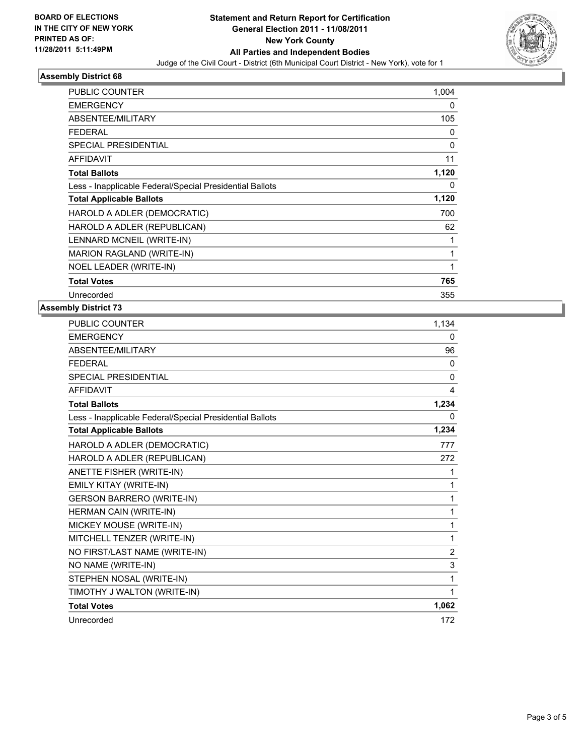**BOARD OF ELECTIONS IN THE CITY OF NEW YORK PRINTED AS OF: 11/28/2011 5:11:49PM**

**Statement and Return Report for Certification General Election 2011 - 11/08/2011 New York County All Parties and Independent Bodies**

Judge of the Civil Court - District (6th Municipal Court District - New York), vote for 1

### Assembly District 68

| | |
|---|---|
| PUBLIC COUNTER | 1,004 |
| EMERGENCY | 0 |
| ABSENTEE/MILITARY | 105 |
| FEDERAL | 0 |
| SPECIAL PRESIDENTIAL | 0 |
| AFFIDAVIT | 11 |
| **Total Ballots** | **1,120** |
| Less - Inapplicable Federal/Special Presidential Ballots | 0 |
| **Total Applicable Ballots** | **1,120** |
| HAROLD A ADLER (DEMOCRATIC) | 700 |
| HAROLD A ADLER (REPUBLICAN) | 62 |
| LENNARD MCNEIL (WRITE-IN) | 1 |
| MARION RAGLAND (WRITE-IN) | 1 |
| NOEL LEADER (WRITE-IN) | 1 |
| **Total Votes** | **765** |
| Unrecorded | 355 |

### Assembly District 73

| | |
|---|---|
| PUBLIC COUNTER | 1,134 |
| EMERGENCY | 0 |
| ABSENTEE/MILITARY | 96 |
| FEDERAL | 0 |
| SPECIAL PRESIDENTIAL | 0 |
| AFFIDAVIT | 4 |
| **Total Ballots** | **1,234** |
| Less - Inapplicable Federal/Special Presidential Ballots | 0 |
| **Total Applicable Ballots** | **1,234** |
| HAROLD A ADLER (DEMOCRATIC) | 777 |
| HAROLD A ADLER (REPUBLICAN) | 272 |
| ANETTE FISHER (WRITE-IN) | 1 |
| EMILY KITAY (WRITE-IN) | 1 |
| GERSON BARRERO (WRITE-IN) | 1 |
| HERMAN CAIN (WRITE-IN) | 1 |
| MICKEY MOUSE (WRITE-IN) | 1 |
| MITCHELL TENZER (WRITE-IN) | 1 |
| NO FIRST/LAST NAME (WRITE-IN) | 2 |
| NO NAME (WRITE-IN) | 3 |
| STEPHEN NOSAL (WRITE-IN) | 1 |
| TIMOTHY J WALTON (WRITE-IN) | 1 |
| **Total Votes** | **1,062** |
| Unrecorded | 172 |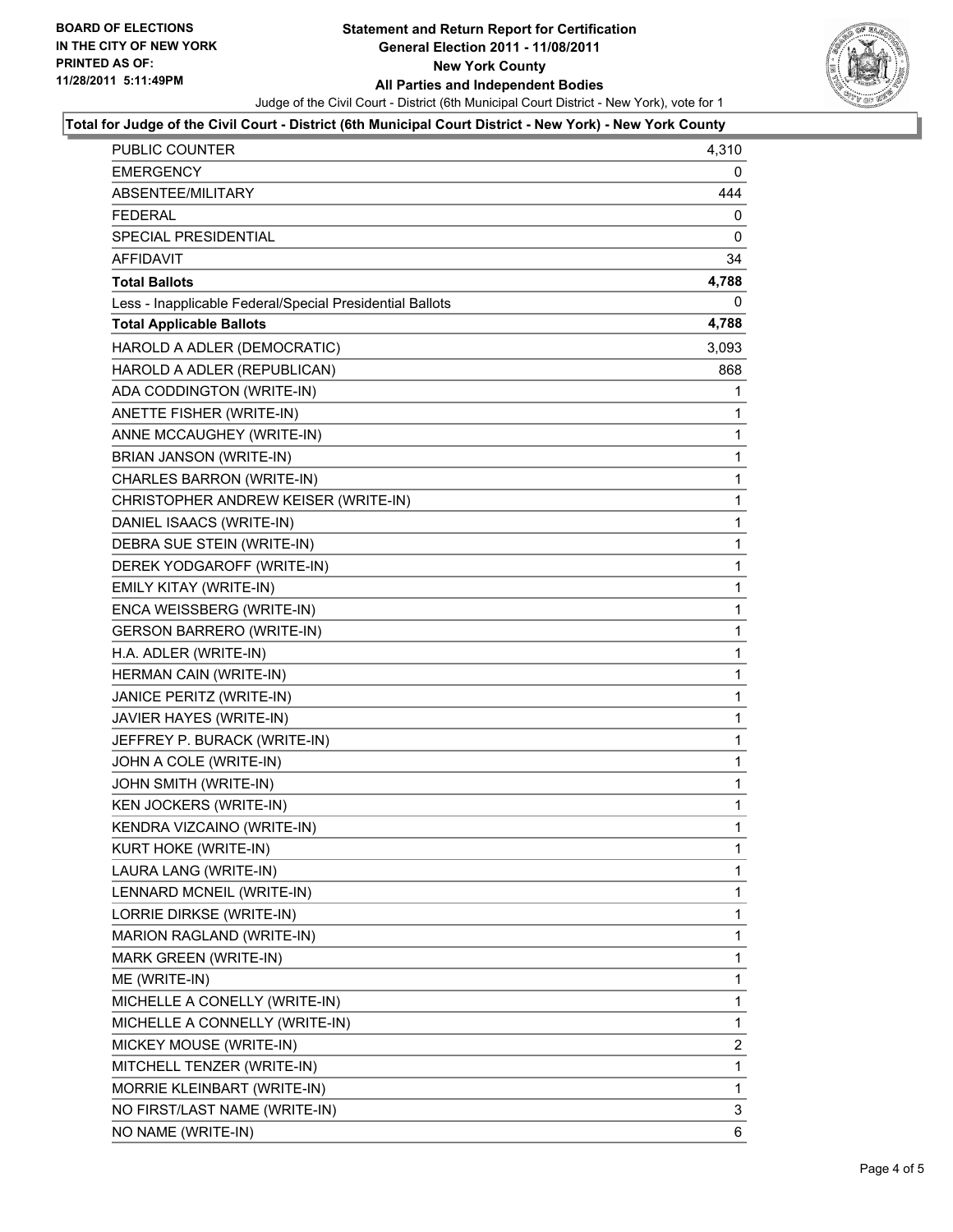**BOARD OF ELECTIONS IN THE CITY OF NEW YORK PRINTED AS OF: 11/28/2011 5:11:49PM**

# Statement and Return Report for Certification
## General Election 2011 - 11/08/2011
## New York County
## All Parties and Independent Bodies

Judge of the Civil Court - District (6th Municipal Court District - New York), vote for 1

**Total for Judge of the Civil Court - District (6th Municipal Court District - New York) - New York County**

| | |
|---|---|
| PUBLIC COUNTER | 4,310 |
| EMERGENCY | 0 |
| ABSENTEE/MILITARY | 444 |
| FEDERAL | 0 |
| SPECIAL PRESIDENTIAL | 0 |
| AFFIDAVIT | 34 |
| **Total Ballots** | **4,788** |
| Less - Inapplicable Federal/Special Presidential Ballots | 0 |
| **Total Applicable Ballots** | **4,788** |
| HAROLD A ADLER (DEMOCRATIC) | 3,093 |
| HAROLD A ADLER (REPUBLICAN) | 868 |
| ADA CODDINGTON (WRITE-IN) | 1 |
| ANETTE FISHER (WRITE-IN) | 1 |
| ANNE MCCAUGHEY (WRITE-IN) | 1 |
| BRIAN JANSON (WRITE-IN) | 1 |
| CHARLES BARRON (WRITE-IN) | 1 |
| CHRISTOPHER ANDREW KEISER (WRITE-IN) | 1 |
| DANIEL ISAACS (WRITE-IN) | 1 |
| DEBRA SUE STEIN (WRITE-IN) | 1 |
| DEREK YODGAROFF (WRITE-IN) | 1 |
| EMILY KITAY (WRITE-IN) | 1 |
| ENCA WEISSBERG (WRITE-IN) | 1 |
| GERSON BARRERO (WRITE-IN) | 1 |
| H.A. ADLER (WRITE-IN) | 1 |
| HERMAN CAIN (WRITE-IN) | 1 |
| JANICE PERITZ (WRITE-IN) | 1 |
| JAVIER HAYES (WRITE-IN) | 1 |
| JEFFREY P. BURACK (WRITE-IN) | 1 |
| JOHN A COLE (WRITE-IN) | 1 |
| JOHN SMITH (WRITE-IN) | 1 |
| KEN JOCKERS (WRITE-IN) | 1 |
| KENDRA VIZCAINO (WRITE-IN) | 1 |
| KURT HOKE (WRITE-IN) | 1 |
| LAURA LANG (WRITE-IN) | 1 |
| LENNARD MCNEIL (WRITE-IN) | 1 |
| LORRIE DIRKSE (WRITE-IN) | 1 |
| MARION RAGLAND (WRITE-IN) | 1 |
| MARK GREEN (WRITE-IN) | 1 |
| ME (WRITE-IN) | 1 |
| MICHELLE A CONELLY (WRITE-IN) | 1 |
| MICHELLE A CONNELLY (WRITE-IN) | 1 |
| MICKEY MOUSE (WRITE-IN) | 2 |
| MITCHELL TENZER (WRITE-IN) | 1 |
| MORRIE KLEINBART (WRITE-IN) | 1 |
| NO FIRST/LAST NAME (WRITE-IN) | 3 |
| NO NAME (WRITE-IN) | 6 |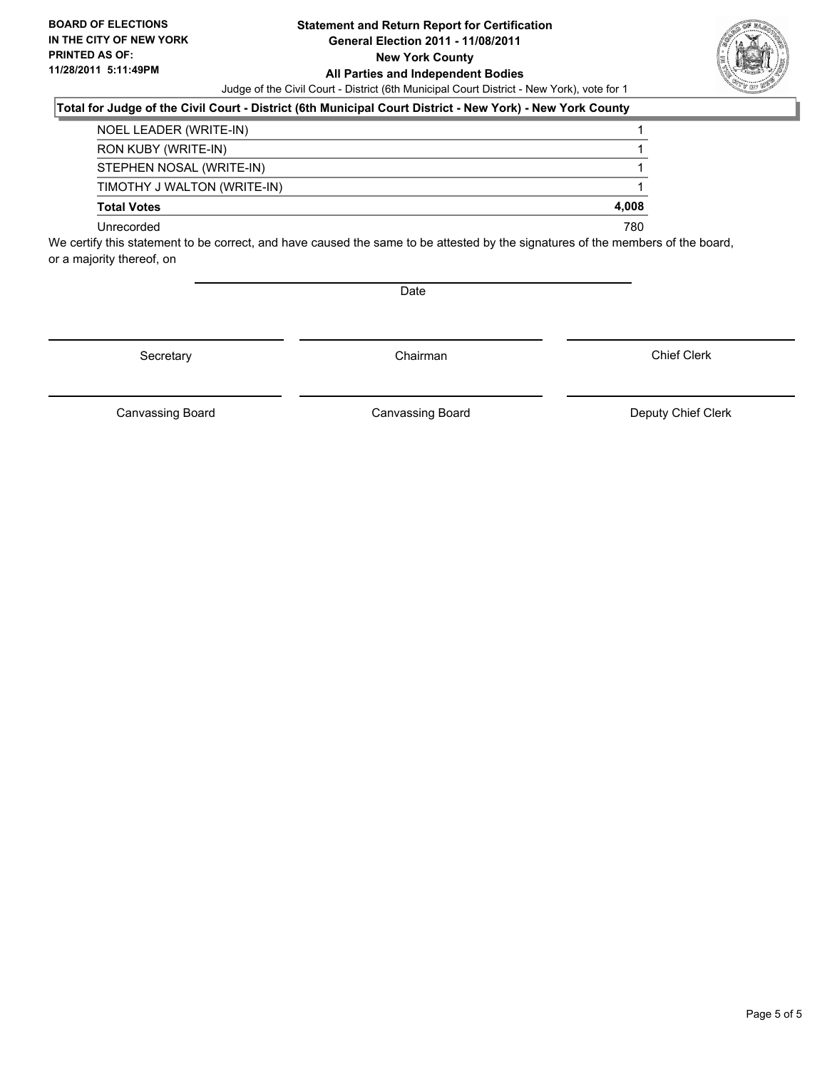**BOARD OF ELECTIONS IN THE CITY OF NEW YORK**
**PRINTED AS OF: 11/28/2011 5:11:49PM**

**Statement and Return Report for Certification**
**General Election 2011 - 11/08/2011**
**New York County**
**All Parties and Independent Bodies**

Judge of the Civil Court - District (6th Municipal Court District - New York), vote for 1

**Total for Judge of the Civil Court - District (6th Municipal Court District - New York) - New York County**

| | |
|---|---|
| NOEL LEADER (WRITE-IN) | 1 |
| RON KUBY (WRITE-IN) | 1 |
| STEPHEN NOSAL (WRITE-IN) | 1 |
| TIMOTHY J WALTON (WRITE-IN) | 1 |
| **Total Votes** | **4,008** |
| Unrecorded | 780 |

We certify this statement to be correct, and have caused the same to be attested by the signatures of the members of the board, or a majority thereof, on

Date

Secretary

Chairman

Chief Clerk

Canvassing Board

Canvassing Board

Deputy Chief Clerk